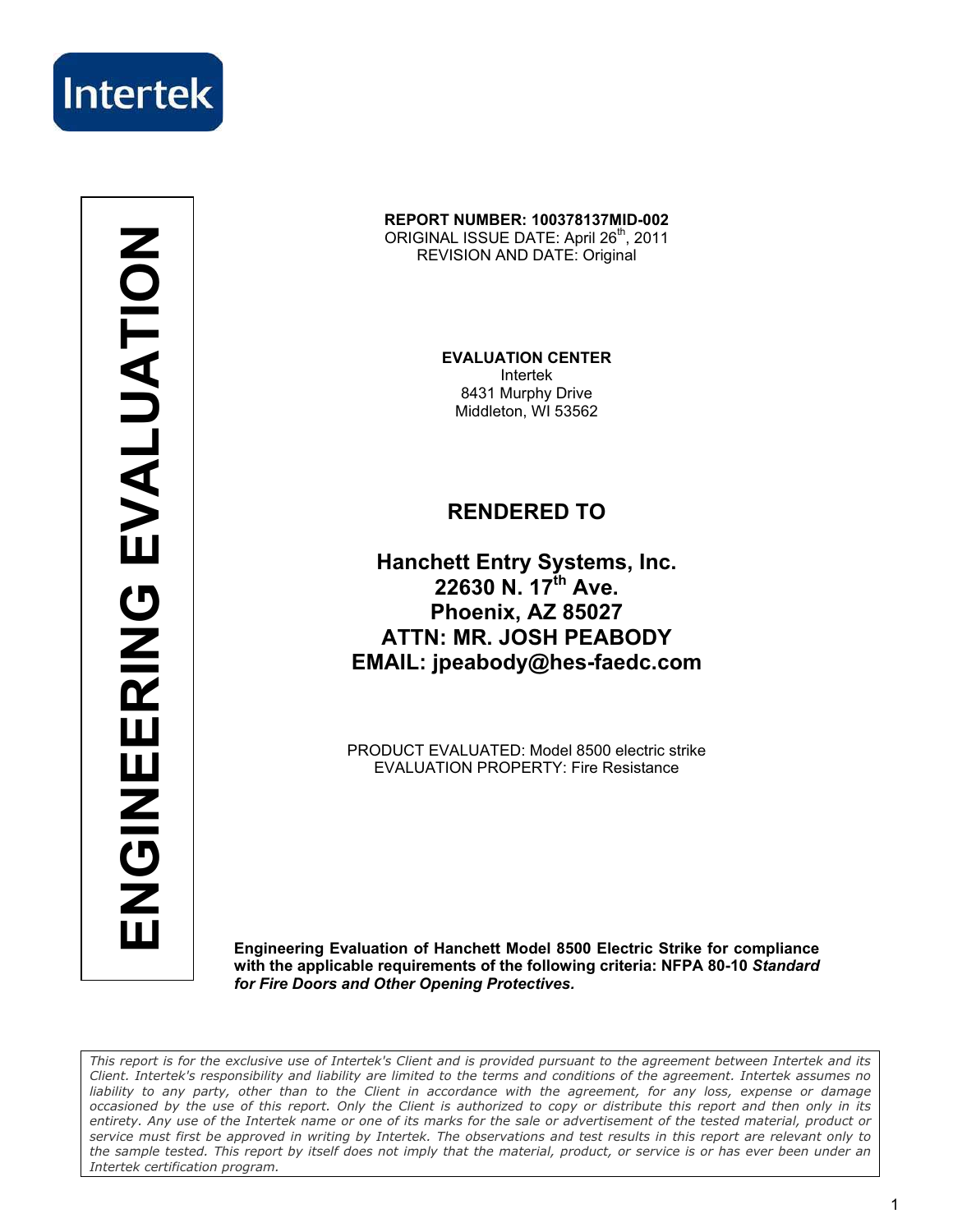Intertek

# ENGINEERING EVALUATION

**REPORT NUMBER: 100378137MID-002**
ORIGINAL ISSUE DATE: April 26th, 2011
REVISION AND DATE: Original

**EVALUATION CENTER**
Intertek
8431 Murphy Drive
Middleton, WI 53562

## RENDERED TO

**Hanchett Entry Systems, Inc.**
**22630 N. 17th Ave.**
**Phoenix, AZ 85027**
**ATTN: MR. JOSH PEABODY**
**EMAIL: jpeabody@hes-faedc.com**

PRODUCT EVALUATED: Model 8500 electric strike
EVALUATION PROPERTY: Fire Resistance

**Engineering Evaluation of Hanchett Model 8500 Electric Strike for compliance with the applicable requirements of the following criteria: NFPA 80-10 *Standard for Fire Doors and Other Opening Protectives*.**

*This report is for the exclusive use of Intertek's Client and is provided pursuant to the agreement between Intertek and its Client. Intertek's responsibility and liability are limited to the terms and conditions of the agreement. Intertek assumes no liability to any party, other than to the Client in accordance with the agreement, for any loss, expense or damage occasioned by the use of this report. Only the Client is authorized to copy or distribute this report and then only in its entirety. Any use of the Intertek name or one of its marks for the sale or advertisement of the tested material, product or service must first be approved in writing by Intertek. The observations and test results in this report are relevant only to the sample tested. This report by itself does not imply that the material, product, or service is or has ever been under an Intertek certification program.*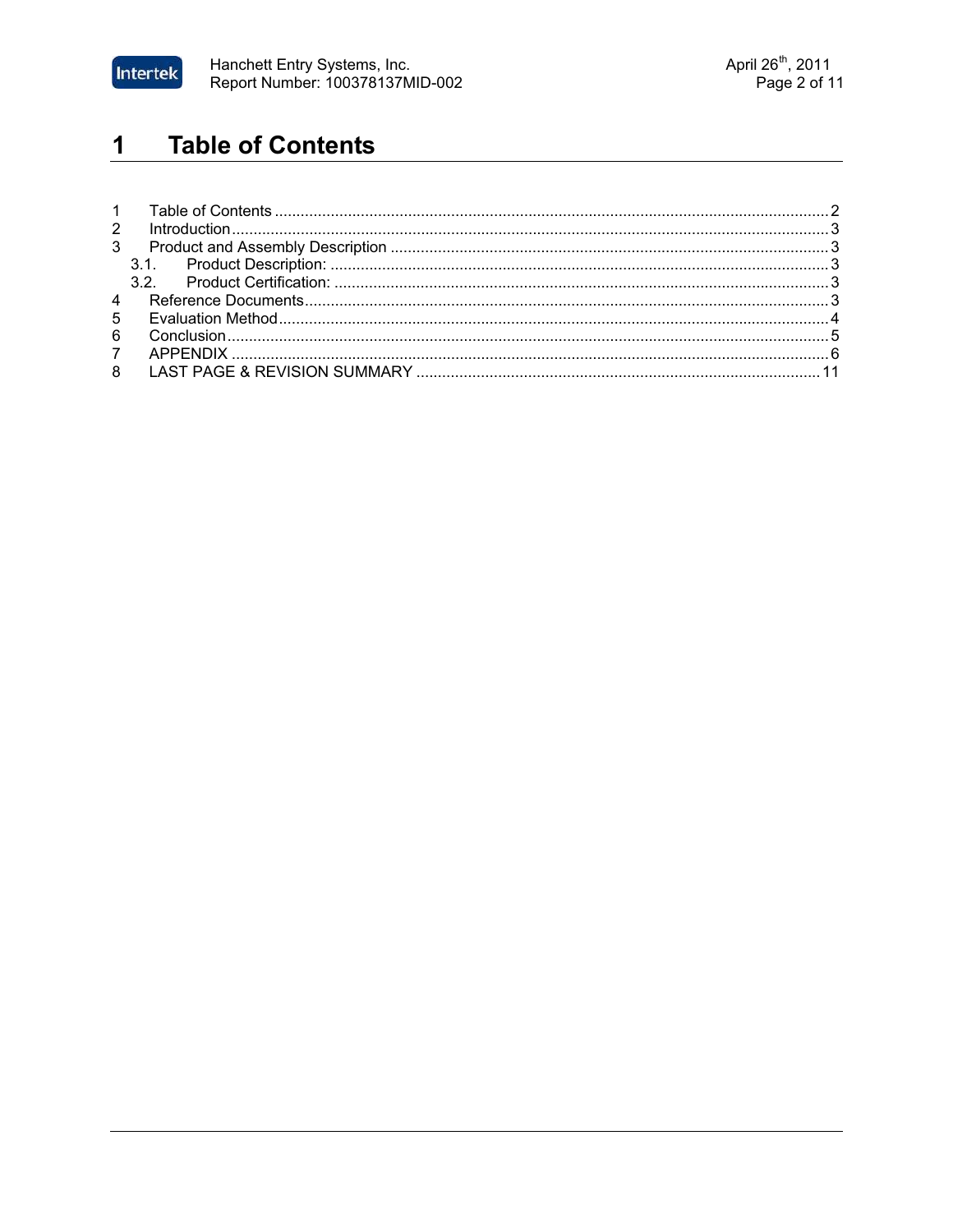# 1 Table of Contents

1 Table of Contents ..... 2
2 Introduction ..... 3
3 Product and Assembly Description ..... 3
  3.1. Product Description: ..... 3
  3.2. Product Certification: ..... 3
4 Reference Documents ..... 3
5 Evaluation Method ..... 4
6 Conclusion ..... 5
7 APPENDIX ..... 6
8 LAST PAGE & REVISION SUMMARY ..... 11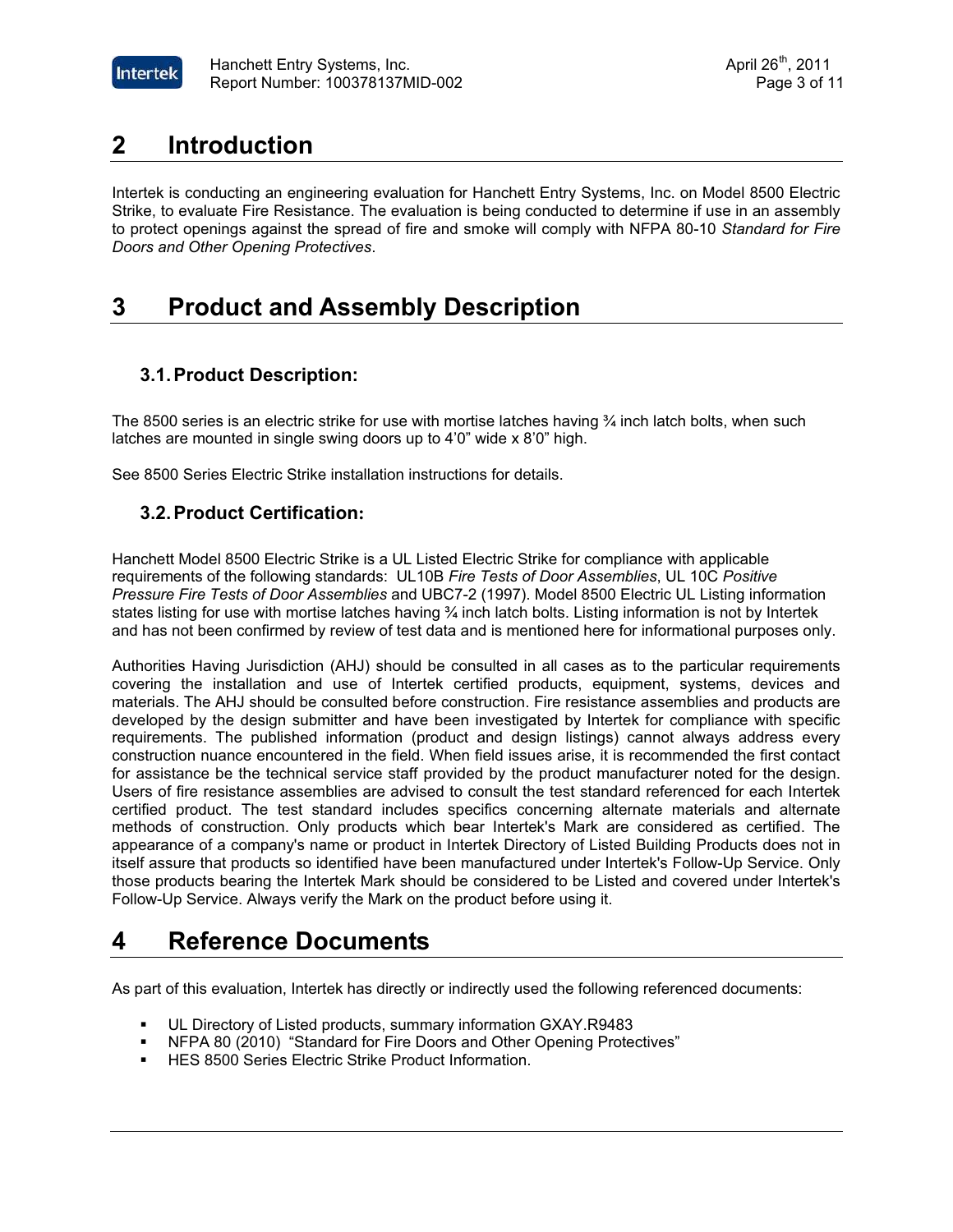# 2 Introduction

Intertek is conducting an engineering evaluation for Hanchett Entry Systems, Inc. on Model 8500 Electric Strike, to evaluate Fire Resistance. The evaluation is being conducted to determine if use in an assembly to protect openings against the spread of fire and smoke will comply with NFPA 80-10 *Standard for Fire Doors and Other Opening Protectives*.

# 3 Product and Assembly Description

## 3.1. Product Description:

The 8500 series is an electric strike for use with mortise latches having ¾ inch latch bolts, when such latches are mounted in single swing doors up to 4'0" wide x 8'0" high.

See 8500 Series Electric Strike installation instructions for details.

## 3.2. Product Certification:

Hanchett Model 8500 Electric Strike is a UL Listed Electric Strike for compliance with applicable requirements of the following standards: UL10B *Fire Tests of Door Assemblies*, UL 10C *Positive Pressure Fire Tests of Door Assemblies* and UBC7-2 (1997). Model 8500 Electric UL Listing information states listing for use with mortise latches having ¾ inch latch bolts. Listing information is not by Intertek and has not been confirmed by review of test data and is mentioned here for informational purposes only.

Authorities Having Jurisdiction (AHJ) should be consulted in all cases as to the particular requirements covering the installation and use of Intertek certified products, equipment, systems, devices and materials. The AHJ should be consulted before construction. Fire resistance assemblies and products are developed by the design submitter and have been investigated by Intertek for compliance with specific requirements. The published information (product and design listings) cannot always address every construction nuance encountered in the field. When field issues arise, it is recommended the first contact for assistance be the technical service staff provided by the product manufacturer noted for the design. Users of fire resistance assemblies are advised to consult the test standard referenced for each Intertek certified product. The test standard includes specifics concerning alternate materials and alternate methods of construction. Only products which bear Intertek's Mark are considered as certified. The appearance of a company's name or product in Intertek Directory of Listed Building Products does not in itself assure that products so identified have been manufactured under Intertek's Follow-Up Service. Only those products bearing the Intertek Mark should be considered to be Listed and covered under Intertek's Follow-Up Service. Always verify the Mark on the product before using it.

# 4 Reference Documents

As part of this evaluation, Intertek has directly or indirectly used the following referenced documents:

- UL Directory of Listed products, summary information GXAY.R9483
- NFPA 80 (2010) "Standard for Fire Doors and Other Opening Protectives"
- HES 8500 Series Electric Strike Product Information.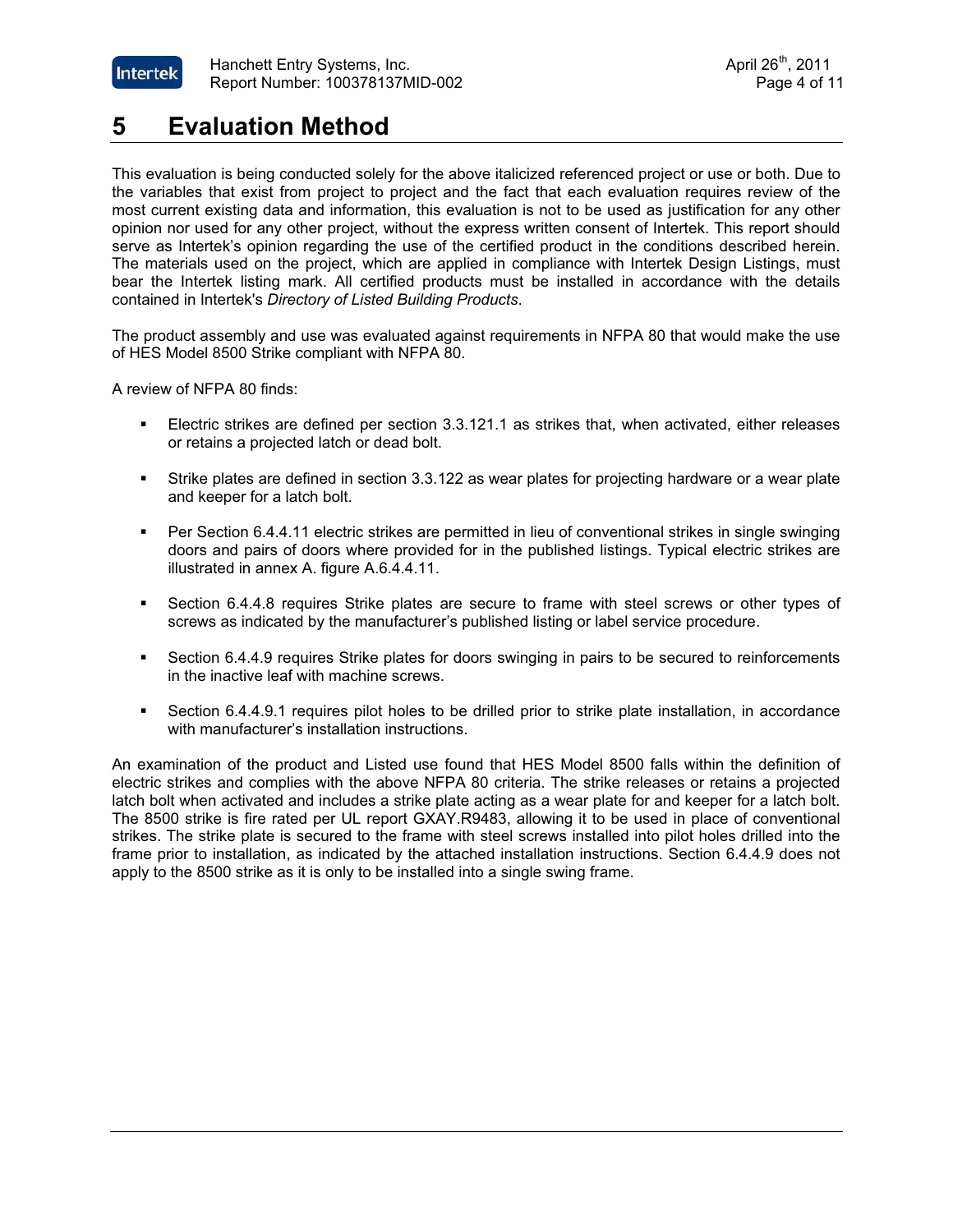# 5 Evaluation Method

This evaluation is being conducted solely for the above italicized referenced project or use or both. Due to the variables that exist from project to project and the fact that each evaluation requires review of the most current existing data and information, this evaluation is not to be used as justification for any other opinion nor used for any other project, without the express written consent of Intertek. This report should serve as Intertek's opinion regarding the use of the certified product in the conditions described herein. The materials used on the project, which are applied in compliance with Intertek Design Listings, must bear the Intertek listing mark. All certified products must be installed in accordance with the details contained in Intertek's *Directory of Listed Building Products*.

The product assembly and use was evaluated against requirements in NFPA 80 that would make the use of HES Model 8500 Strike compliant with NFPA 80.

A review of NFPA 80 finds:

- Electric strikes are defined per section 3.3.121.1 as strikes that, when activated, either releases or retains a projected latch or dead bolt.
- Strike plates are defined in section 3.3.122 as wear plates for projecting hardware or a wear plate and keeper for a latch bolt.
- Per Section 6.4.4.11 electric strikes are permitted in lieu of conventional strikes in single swinging doors and pairs of doors where provided for in the published listings. Typical electric strikes are illustrated in annex A. figure A.6.4.4.11.
- Section 6.4.4.8 requires Strike plates are secure to frame with steel screws or other types of screws as indicated by the manufacturer's published listing or label service procedure.
- Section 6.4.4.9 requires Strike plates for doors swinging in pairs to be secured to reinforcements in the inactive leaf with machine screws.
- Section 6.4.4.9.1 requires pilot holes to be drilled prior to strike plate installation, in accordance with manufacturer's installation instructions.

An examination of the product and Listed use found that HES Model 8500 falls within the definition of electric strikes and complies with the above NFPA 80 criteria. The strike releases or retains a projected latch bolt when activated and includes a strike plate acting as a wear plate for and keeper for a latch bolt. The 8500 strike is fire rated per UL report GXAY.R9483, allowing it to be used in place of conventional strikes. The strike plate is secured to the frame with steel screws installed into pilot holes drilled into the frame prior to installation, as indicated by the attached installation instructions. Section 6.4.4.9 does not apply to the 8500 strike as it is only to be installed into a single swing frame.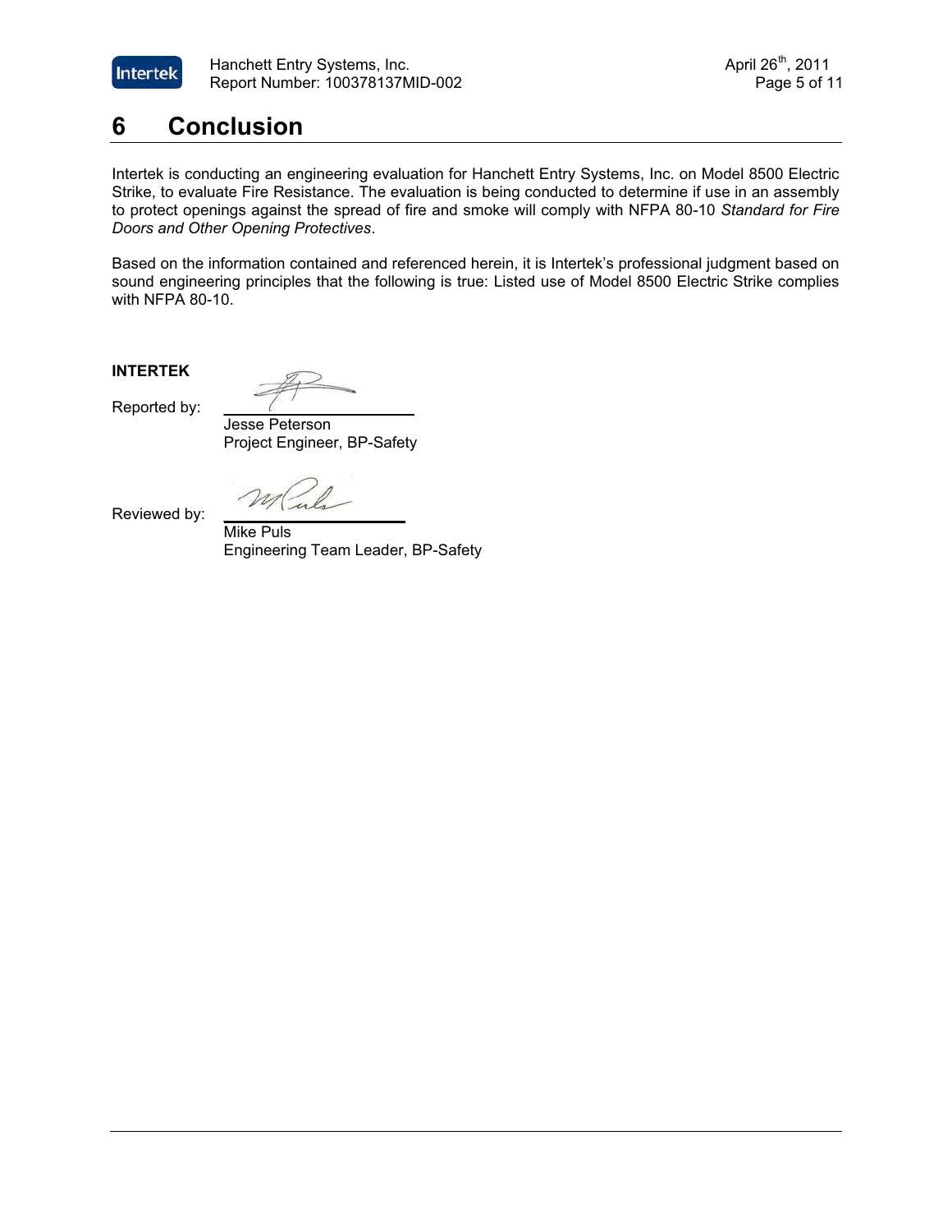# 6 Conclusion

Intertek is conducting an engineering evaluation for Hanchett Entry Systems, Inc. on Model 8500 Electric Strike, to evaluate Fire Resistance. The evaluation is being conducted to determine if use in an assembly to protect openings against the spread of fire and smoke will comply with NFPA 80-10 *Standard for Fire Doors and Other Opening Protectives*.

Based on the information contained and referenced herein, it is Intertek's professional judgment based on sound engineering principles that the following is true: Listed use of Model 8500 Electric Strike complies with NFPA 80-10.

**INTERTEK**

Reported by: \_\_\_\_\_\_\_\_\_\_\_\_\_\_\_\_\_\_\_\_

Jesse Peterson
Project Engineer, BP-Safety

Reviewed by: \_\_\_\_\_\_\_\_\_\_\_\_\_\_\_\_\_\_\_\_

Mike Puls
Engineering Team Leader, BP-Safety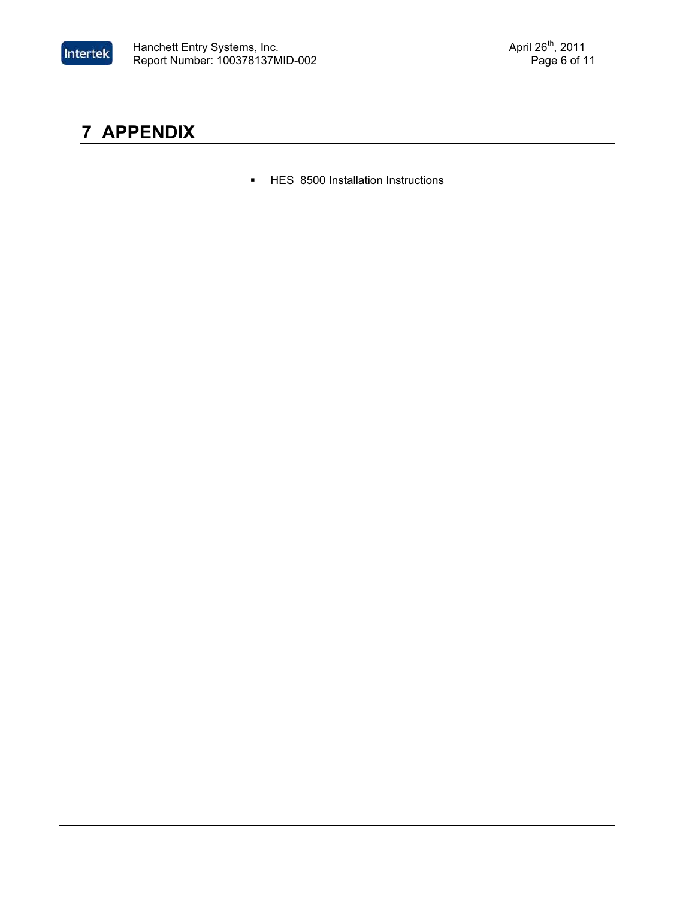# 7 APPENDIX

- HES 8500 Installation Instructions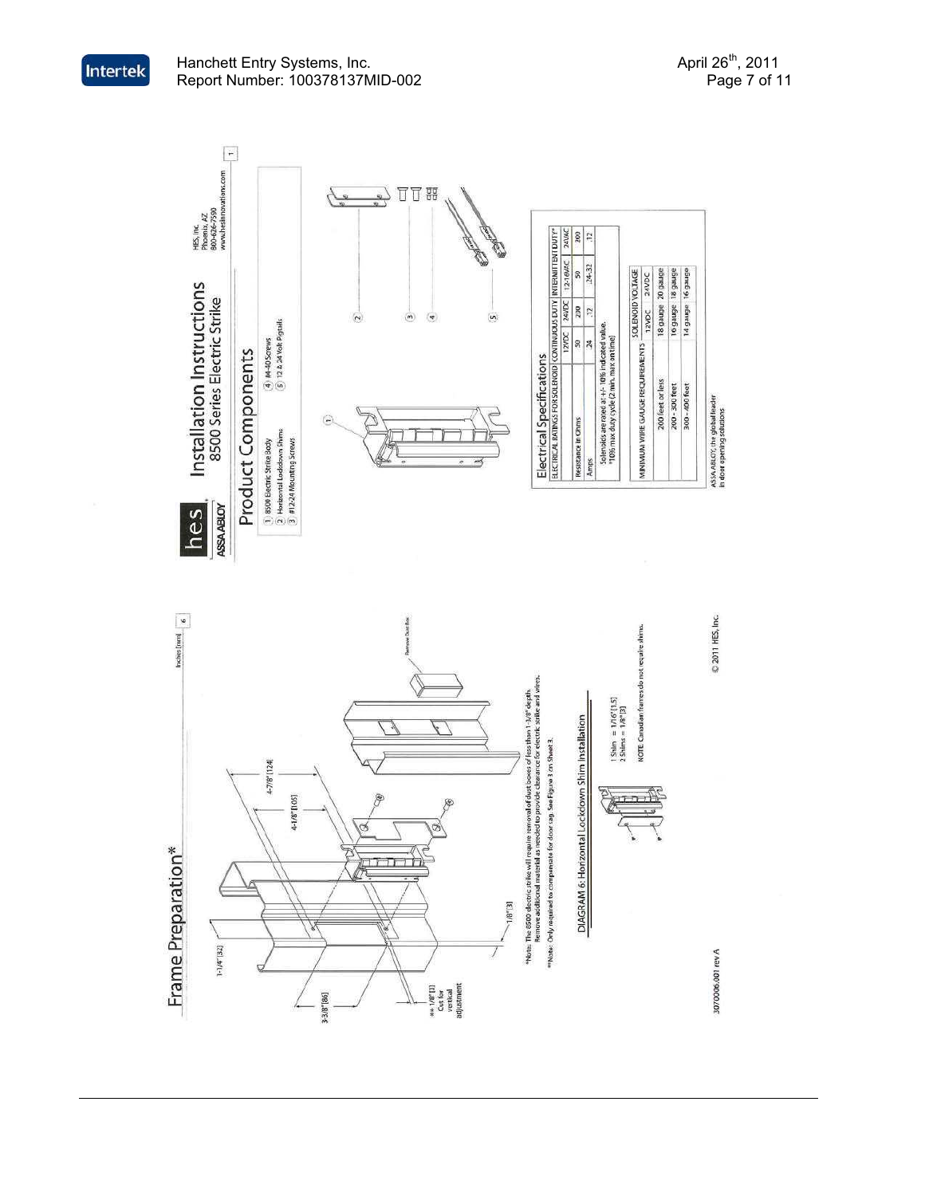## Frame Preparation*

Inches [mm]

1-1/4" [32]

3-3/8" [86]

4-7/8" [124]

4-1/8" [105]

1/8" [3]

** 1/8" [3] Cut for vertical adjustment

Remove Dust Box

*Note: The 8500 electric strike will require removal of dust boxes of less than 1-3/8" depth. Remove additional material as needed to provide clearance for electric strike and wires.

**Note: Only required to compensate for door sag. See Figure 3 on Sheet 3.

### DIAGRAM 6: Horizontal Lockdown Shim Installation

1 Shim = 1/16" [1.5]
2 Shims = 1/8" [3]

NOTE: Canadian frames do not require shims.

3070006.001 rev A

© 2011 HES, Inc.

# Installation Instructions
## 8500 Series Electric Strike

hes ASSA ABLOY

HES, Inc.
Phoenix, AZ
800-626-7590
www.hesinnovations.com

### Product Components

1. 8500 Electric Strike Body
2. Horizontal Lockdown Shims
3. #12-24 Mounting Screws
4. #4-40 Screws
5. 12 & 24 Volt Pigtails

### Electrical Specifications

| ELECTRICAL RATINGS FOR SOLENOID | CONTINUOUS DUTY | | INTERMITTENT DUTY* | |
|---|---|---|---|---|
| | 12VDC | 24VDC | 12-16VAC | 24VAC |
| Resistance in Ohms | 50 | 200 | 50 | 200 |
| Amps | .24 | .12 | .24-.32 | .12 |

Solenoids are rated at +/- 10% indicated value.
*10% max duty cycle (2 min. max on time)

| MINIMUM WIRE GAUGE REQUIREMENTS | SOLENOID VOLTAGE | |
|---|---|---|
| | 12VDC | 24VDC |
| 200 feet or less | 18 gauge | 20 gauge |
| 200 - 300 feet | 16 gauge | 18 gauge |
| 300 - 400 feet | 14 gauge | 16 gauge |

ASSA ABLOY, the global leader in door opening solutions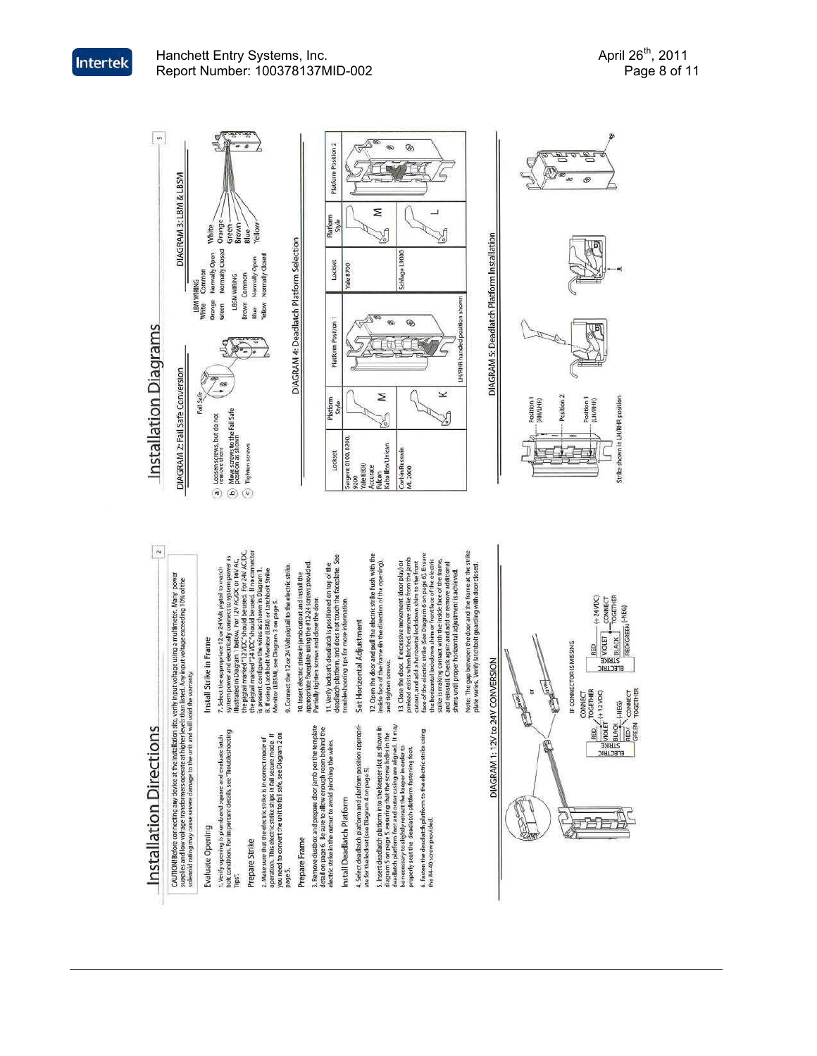# Installation Directions

CAUTION! Before connecting any device at the installation site, verify input voltage using a multimeter. Many power supplies and low voltage transformers operate at higher levels than listed. Any input voltage exceeding 10% of the solenoid rating may cause severe damage to the unit and will void the warranty.

### Evaluate Opening

1. Verify opening is plumb and square and evaluate latch bolt condition. For important details, see "Troubleshooting Tips".

### Prepare Strike

2. Make sure that the electric strike is in correct mode of operation. This electric strike ships in fail secure mode. If you need to convert the unit to fail safe, see Diagram 2 on page 5.

### Prepare Frame

3. Remove dustbox and prepare door jamb per the template detail on page 6. Be sure to allow enough room behind the electric strike in the cutout to avoid pinching the wires.

### Install Deadlatch Platform

4. Select deadlatch platform and platform position appropriate for the lockset (see Diagram 4 on page 5).

5. Insert deadlatch platform into the keeper slot as shown in diagram 5 on page 5, ensuring that the screw holes in the deadlatch platform foot and strike casting are aligned. It may be necessary to slightly retract the keeper in order to properly seat the deadlatch platform fastening foot.

6. Fasten the deadlatch platform to the electric strike using the #4-40 screw provided.

### Install Strike in Frame

7. Select the appropriate 12 or 24 Volt pigtail to match system power and electrically connect to system power as illustrated in Diagram 1 below. For 12V AC/DC or 16V AC, the pigtail marked "12 VDC" should be used. For 24V AC/DC, the pigtail marked "24 VDC" should be used. If no connector is present, configure the wires as shown in Diagram 1.

8. If using Latchbolt Monitor (LBM) or Latchbolt Strike Monitor (LBSM), see Diagram 3 on page 5.

9. Connect the 12 or 24 Volt pigtail to the electric strike.

10. Insert electric strike in jamb cutout and install the appropriate faceplate using the #12-24 screws provided. Partially tighten screws and close the door.

11. Verify lockset's deadlatch is positioned on top of the deadlatch platform, and does not touch the faceplate. See troubleshooting tips for more information.

### Set Horizontal Adjustment

12. Open the door and pull the electric strike flush with the inside face of the frame (in the direction of the opening), and tighten screws.

13. Close the door. If excessive movement (door play) or preload exists when latched, remove strike from the jamb cutout, and add a horizontal lockdown shim to the front face of the electric strike (see Diagram 6 on page 6). Ensure the horizontal lockdown shim or front face of the electric strike is making contact with the inside face of the frame, and reinstall. Check again and add or remove additional shims until proper horizontal adjustment is achieved.

Note: The gap between the door and the frame at the strike plate varies. Verify latchbolt guarding with door closed.

## DIAGRAM 1: 12V to 24V CONVERSION

IF CONNECTOR IS MISSING

ELECTRIC STRIKE: RED, VIOLET — CONNECT TOGETHER (+ 12 VDC); BLACK (-NEG); RED/GREEN — CONNECT TOGETHER

ELECTRIC STRIKE: RED (+ 24 VDC); VIOLET, BLACK — CONNECT TOGETHER; RED/GREEN (-NEG)

# Installation Diagrams

## DIAGRAM 2: Fail Safe Conversion

a) Loosen screws, but do not remove them

b) Move screws to the Fail Safe position as shown

c) Tighten screws

## DIAGRAM 3: LBM & LBSM

LBM WIRING
- White — Common
- Orange — Normally Open
- Green — Normally Closed

LBSM WIRING
- Brown — Common
- Blue — Normally Open
- Yellow — Normally Closed

## DIAGRAM 4: Deadlatch Platform Selection

| Lockset | Platform Style | Platform Position 1 | Lockset | Platform Style | Platform Position 2 |
|---|---|---|---|---|---|
| Sargent 8100, 8200, 9200<br>Yale 8800<br>Accurate<br>Falcon<br>Kaba Ilco Unican | M | LH/RHR handed position shown | Yale 8700 | M | |
| Corbin Russwin ML 2000 | K | | Schlage L9000 | L | |

## DIAGRAM 5: Deadlatch Platform Installation

Position 1 (RH/LHR)

Position 2

Position 1 (LH/RHR)

Strike shown in LH/RHR position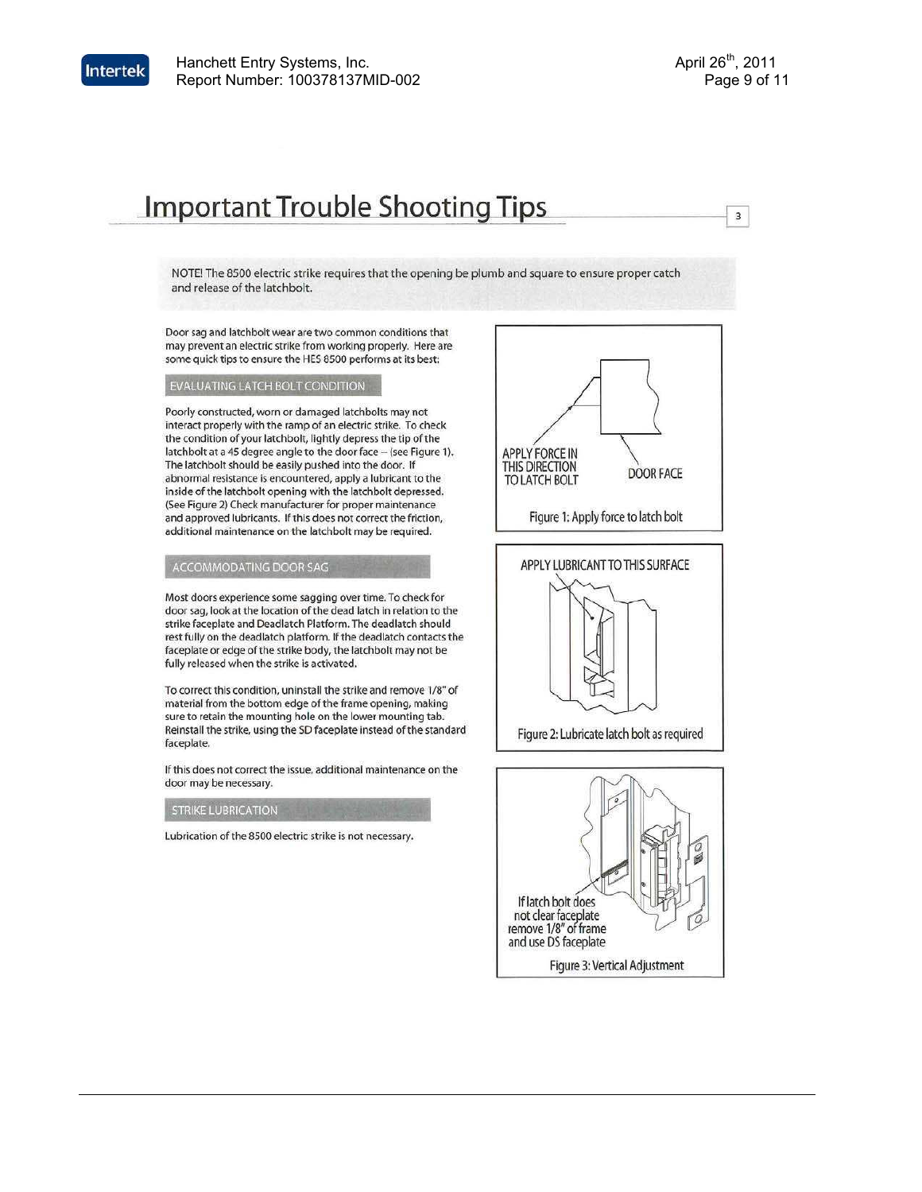# Important Trouble Shooting Tips

NOTE! The 8500 electric strike requires that the opening be plumb and square to ensure proper catch and release of the latchbolt.

Door sag and latchbolt wear are two common conditions that may prevent an electric strike from working properly. Here are some quick tips to ensure the HES 8500 performs at its best:

## EVALUATING LATCH BOLT CONDITION

Poorly constructed, worn or damaged latchbolts may not interact properly with the ramp of an electric strike. To check the condition of your latchbolt, lightly depress the tip of the latchbolt at a 45 degree angle to the door face – (see Figure 1). The latchbolt should be easily pushed into the door. If abnormal resistance is encountered, apply a lubricant to the inside of the latchbolt opening with the latchbolt depressed. (See Figure 2) Check manufacturer for proper maintenance and approved lubricants. If this does not correct the friction, additional maintenance on the latchbolt may be required.

APPLY FORCE IN THIS DIRECTION TO LATCH BOLT

DOOR FACE

Figure 1: Apply force to latch bolt

APPLY LUBRICANT TO THIS SURFACE

Figure 2: Lubricate latch bolt as required

## ACCOMMODATING DOOR SAG

Most doors experience some sagging over time. To check for door sag, look at the location of the dead latch in relation to the strike faceplate and Deadlatch Platform. The deadlatch should rest fully on the deadlatch platform. If the deadlatch contacts the faceplate or edge of the strike body, the latchbolt may not be fully released when the strike is activated.

To correct this condition, uninstall the strike and remove 1/8" of material from the bottom edge of the frame opening, making sure to retain the mounting hole on the lower mounting tab. Reinstall the strike, using the SD faceplate instead of the standard faceplate.

If this does not correct the issue, additional maintenance on the door may be necessary.

## STRIKE LUBRICATION

Lubrication of the 8500 electric strike is not necessary.

If latch bolt does not clear faceplate remove 1/8" of frame and use DS faceplate

Figure 3: Vertical Adjustment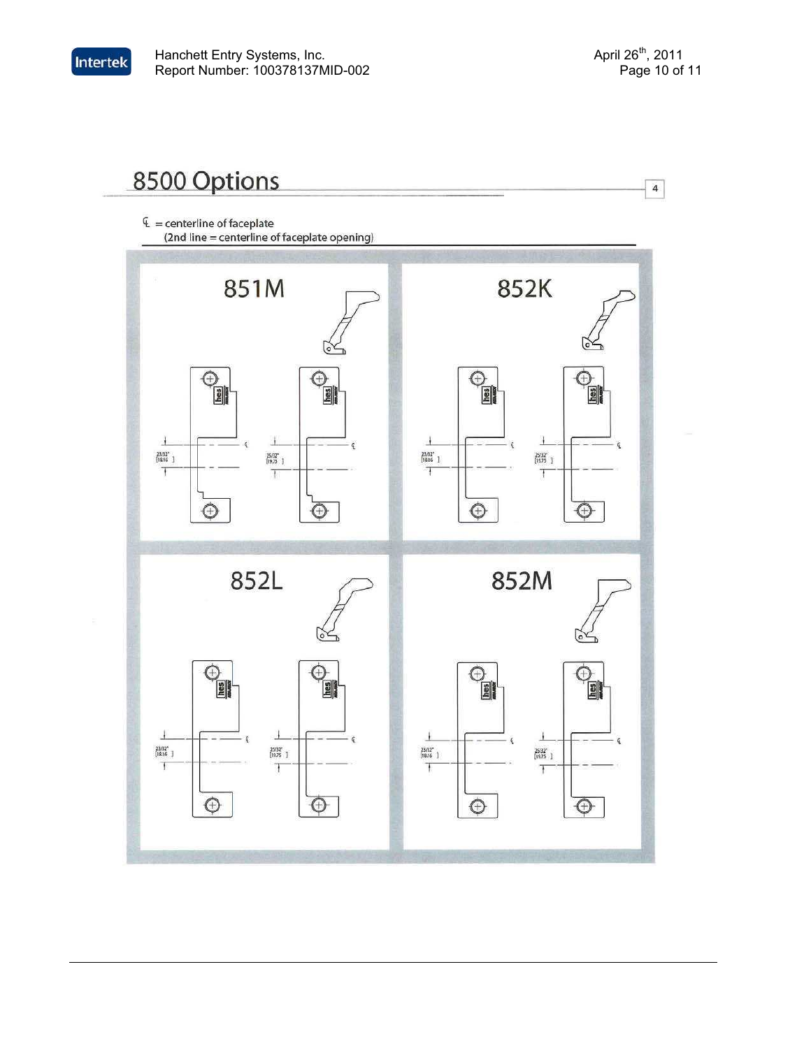## 8500 Options

4

℄ = centerline of faceplate
(2nd line = centerline of faceplate opening)

### 851M

23/32" [18.16]

25/32" [19.75]

### 852K

23/32" [18.16]

25/32" [19.75]

### 852L

23/32" [18.16]

25/32" [19.75]

### 852M

23/32" [18.16]

25/32" [19.75]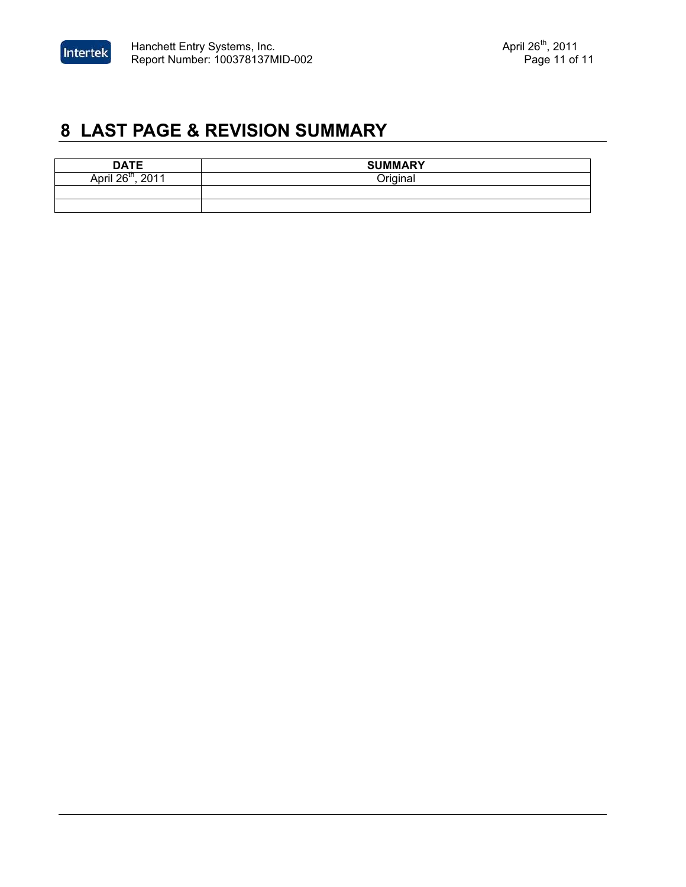# 8 LAST PAGE & REVISION SUMMARY

| DATE | SUMMARY |
|---|---|
| April 26th, 2011 | Original |
| | |
| | |